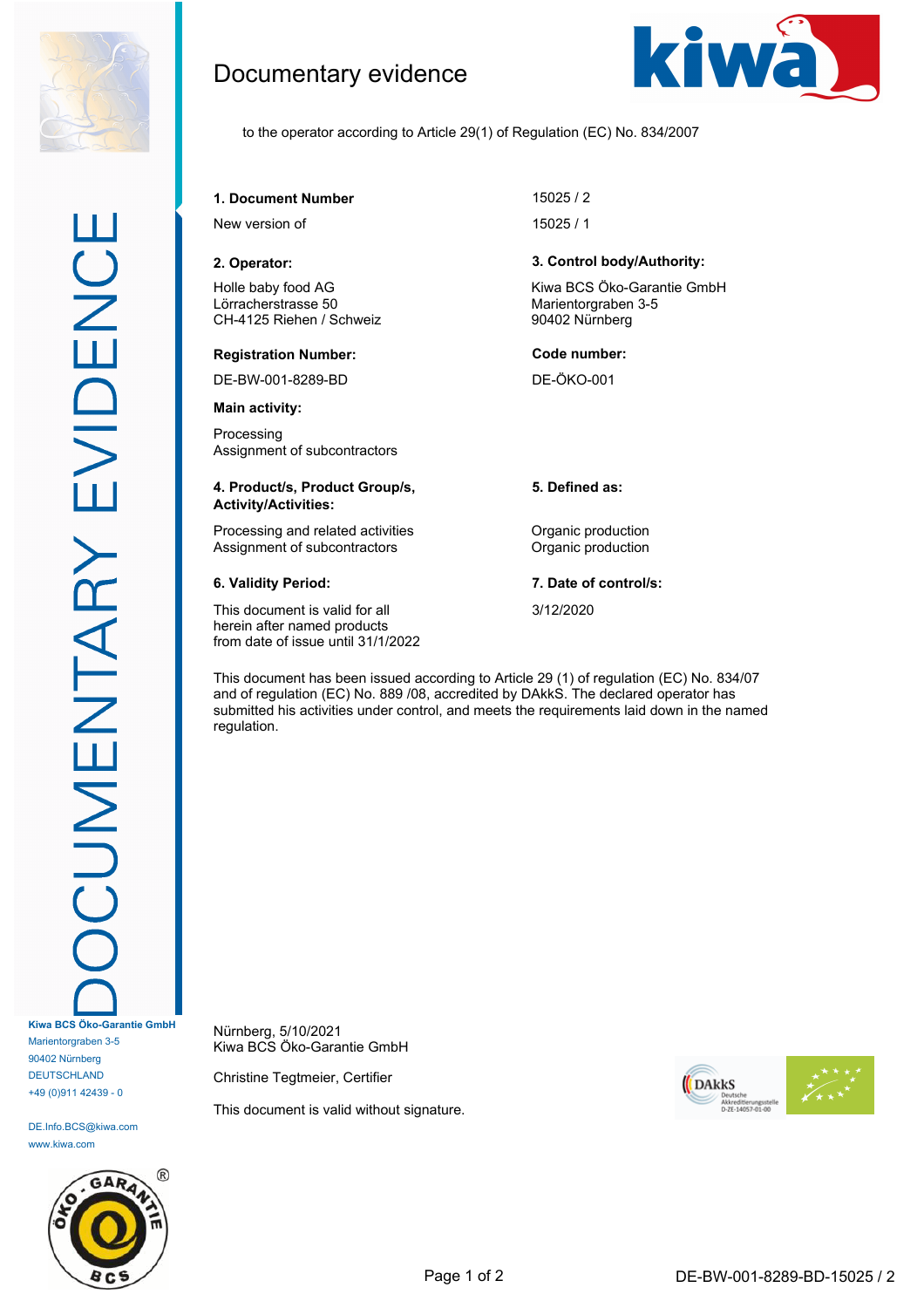# Documentary evidence

to the operator according to Article 29(1) of Regulation (EC) No. 834/2007

**1. Document Number** 15025 / 2

New version of 15025 / 1

**2. Operator:**

Holle baby food AG
Lörracherstrasse 50
CH-4125 Riehen / Schweiz

**Registration Number:**

DE-BW-001-8289-BD

**Main activity:**

Processing
Assignment of subcontractors

**3. Control body/Authority:**

Kiwa BCS Öko-Garantie GmbH
Marientorgraben 3-5
90402 Nürnberg

**Code number:**

DE-ÖKO-001

| **4. Product/s, Product Group/s, Activity/Activities:** | **5. Defined as:** |
|---|---|
| Processing and related activities | Organic production |
| Assignment of subcontractors | Organic production |

**6. Validity Period:**

This document is valid for all herein after named products from date of issue until 31/1/2022

**7. Date of control/s:**

3/12/2020

This document has been issued according to Article 29 (1) of regulation (EC) No. 834/07 and of regulation (EC) No. 889 /08, accredited by DAkkS. The declared operator has submitted his activities under control, and meets the requirements laid down in the named regulation.

Nürnberg, 5/10/2021
Kiwa BCS Öko-Garantie GmbH

Christine Tegtmeier, Certifier

This document is valid without signature.

DOCUMENTARY EVIDENCE

Kiwa BCS Öko-Garantie GmbH
Marientorgraben 3-5
90402 Nürnberg
DEUTSCHLAND
+49 (0)911 42439 - 0

DE.Info.BCS@kiwa.com
www.kiwa.com

DE-BW-001-8289-BD-15025 / 2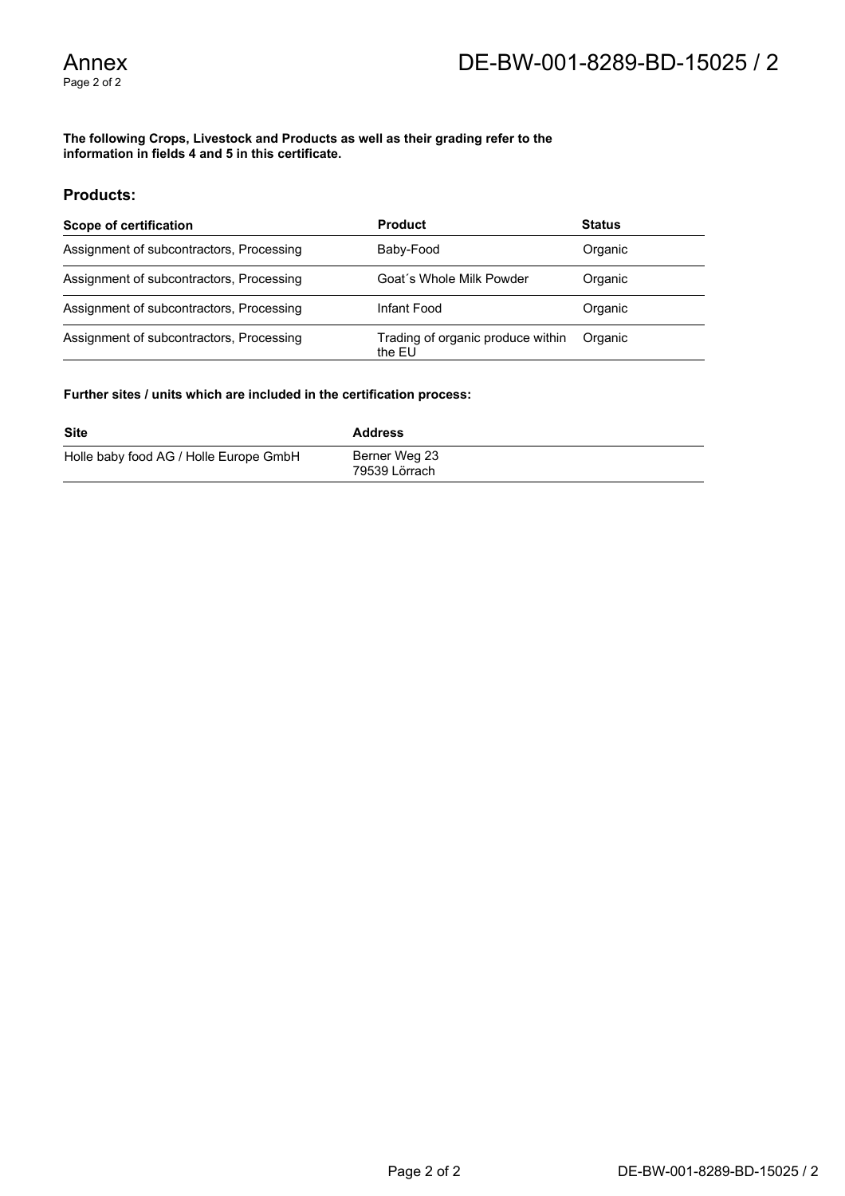# Annex

# DE-BW-001-8289-BD-15025 / 2

**The following Crops, Livestock and Products as well as their grading refer to the information in fields 4 and 5 in this certificate.**

## Products:

| Scope of certification | Product | Status |
|---|---|---|
| Assignment of subcontractors, Processing | Baby-Food | Organic |
| Assignment of subcontractors, Processing | Goat´s Whole Milk Powder | Organic |
| Assignment of subcontractors, Processing | Infant Food | Organic |
| Assignment of subcontractors, Processing | Trading of organic produce within the EU | Organic |

**Further sites / units which are included in the certification process:**

| Site | Address |
|---|---|
| Holle baby food AG / Holle Europe GmbH | Berner Weg 23<br>79539 Lörrach |